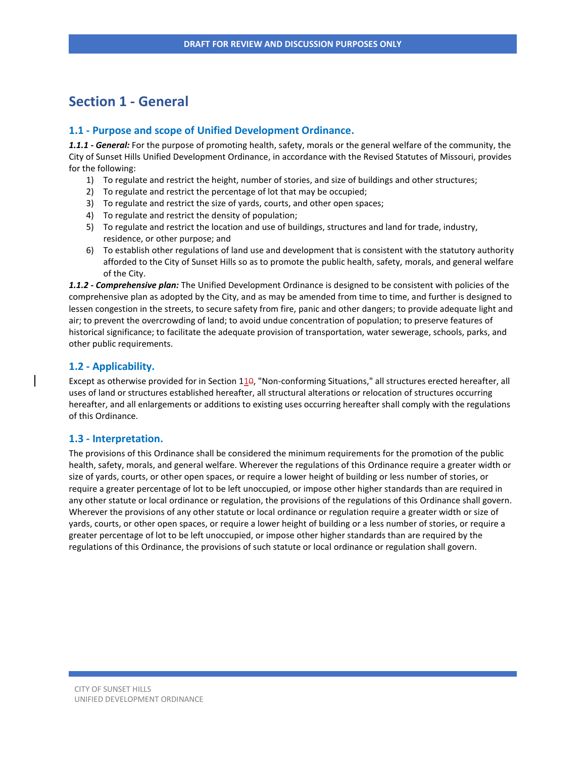# Section 1 - General

## 1.1 - Purpose and scope of Unified Development Ordinance.

***1.1.1 - General:*** For the purpose of promoting health, safety, morals or the general welfare of the community, the City of Sunset Hills Unified Development Ordinance, in accordance with the Revised Statutes of Missouri, provides for the following:

1) To regulate and restrict the height, number of stories, and size of buildings and other structures;
2) To regulate and restrict the percentage of lot that may be occupied;
3) To regulate and restrict the size of yards, courts, and other open spaces;
4) To regulate and restrict the density of population;
5) To regulate and restrict the location and use of buildings, structures and land for trade, industry, residence, or other purpose; and
6) To establish other regulations of land use and development that is consistent with the statutory authority afforded to the City of Sunset Hills so as to promote the public health, safety, morals, and general welfare of the City.

***1.1.2 - Comprehensive plan:*** The Unified Development Ordinance is designed to be consistent with policies of the comprehensive plan as adopted by the City, and as may be amended from time to time, and further is designed to lessen congestion in the streets, to secure safety from fire, panic and other dangers; to provide adequate light and air; to prevent the overcrowding of land; to avoid undue concentration of population; to preserve features of historical significance; to facilitate the adequate provision of transportation, water sewerage, schools, parks, and other public requirements.

## 1.2 - Applicability.

Except as otherwise provided for in Section 110, "Non-conforming Situations," all structures erected hereafter, all uses of land or structures established hereafter, all structural alterations or relocation of structures occurring hereafter, and all enlargements or additions to existing uses occurring hereafter shall comply with the regulations of this Ordinance.

## 1.3 - Interpretation.

The provisions of this Ordinance shall be considered the minimum requirements for the promotion of the public health, safety, morals, and general welfare. Wherever the regulations of this Ordinance require a greater width or size of yards, courts, or other open spaces, or require a lower height of building or less number of stories, or require a greater percentage of lot to be left unoccupied, or impose other higher standards than are required in any other statute or local ordinance or regulation, the provisions of the regulations of this Ordinance shall govern. Wherever the provisions of any other statute or local ordinance or regulation require a greater width or size of yards, courts, or other open spaces, or require a lower height of building or a less number of stories, or require a greater percentage of lot to be left unoccupied, or impose other higher standards than are required by the regulations of this Ordinance, the provisions of such statute or local ordinance or regulation shall govern.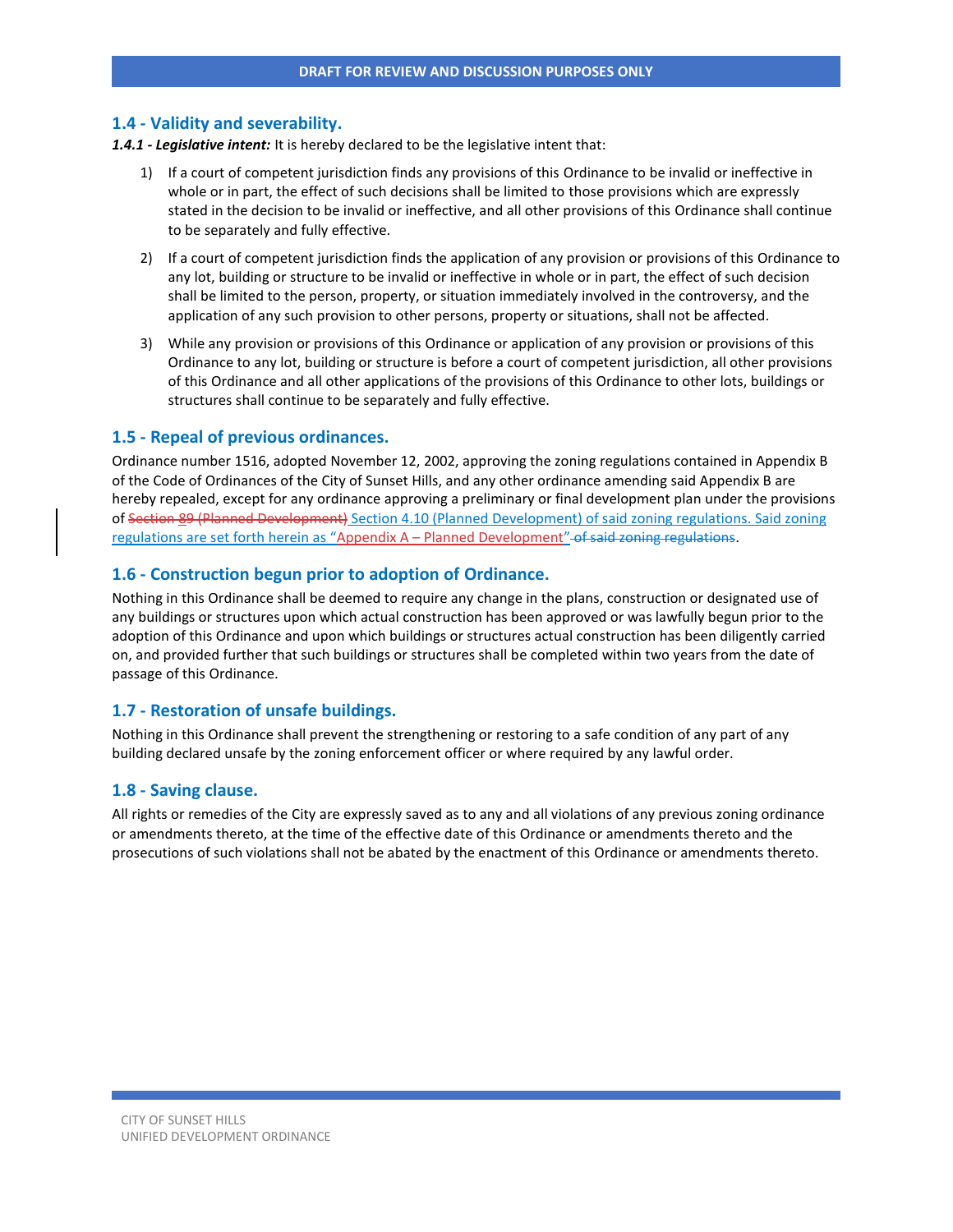## 1.4 - Validity and severability.

***1.4.1 - Legislative intent:*** It is hereby declared to be the legislative intent that:

1) If a court of competent jurisdiction finds any provisions of this Ordinance to be invalid or ineffective in whole or in part, the effect of such decisions shall be limited to those provisions which are expressly stated in the decision to be invalid or ineffective, and all other provisions of this Ordinance shall continue to be separately and fully effective.

2) If a court of competent jurisdiction finds the application of any provision or provisions of this Ordinance to any lot, building or structure to be invalid or ineffective in whole or in part, the effect of such decision shall be limited to the person, property, or situation immediately involved in the controversy, and the application of any such provision to other persons, property or situations, shall not be affected.

3) While any provision or provisions of this Ordinance or application of any provision or provisions of this Ordinance to any lot, building or structure is before a court of competent jurisdiction, all other provisions of this Ordinance and all other applications of the provisions of this Ordinance to other lots, buildings or structures shall continue to be separately and fully effective.

## 1.5 - Repeal of previous ordinances.

Ordinance number 1516, adopted November 12, 2002, approving the zoning regulations contained in Appendix B of the Code of Ordinances of the City of Sunset Hills, and any other ordinance amending said Appendix B are hereby repealed, except for any ordinance approving a preliminary or final development plan under the provisions of ~~Section 89 (Planned Development)~~ Section 4.10 (Planned Development) of said zoning regulations. Said zoning regulations are set forth herein as "Appendix A – Planned Development" ~~of said zoning regulations~~.

## 1.6 - Construction begun prior to adoption of Ordinance.

Nothing in this Ordinance shall be deemed to require any change in the plans, construction or designated use of any buildings or structures upon which actual construction has been approved or was lawfully begun prior to the adoption of this Ordinance and upon which buildings or structures actual construction has been diligently carried on, and provided further that such buildings or structures shall be completed within two years from the date of passage of this Ordinance.

## 1.7 - Restoration of unsafe buildings.

Nothing in this Ordinance shall prevent the strengthening or restoring to a safe condition of any part of any building declared unsafe by the zoning enforcement officer or where required by any lawful order.

## 1.8 - Saving clause.

All rights or remedies of the City are expressly saved as to any and all violations of any previous zoning ordinance or amendments thereto, at the time of the effective date of this Ordinance or amendments thereto and the prosecutions of such violations shall not be abated by the enactment of this Ordinance or amendments thereto.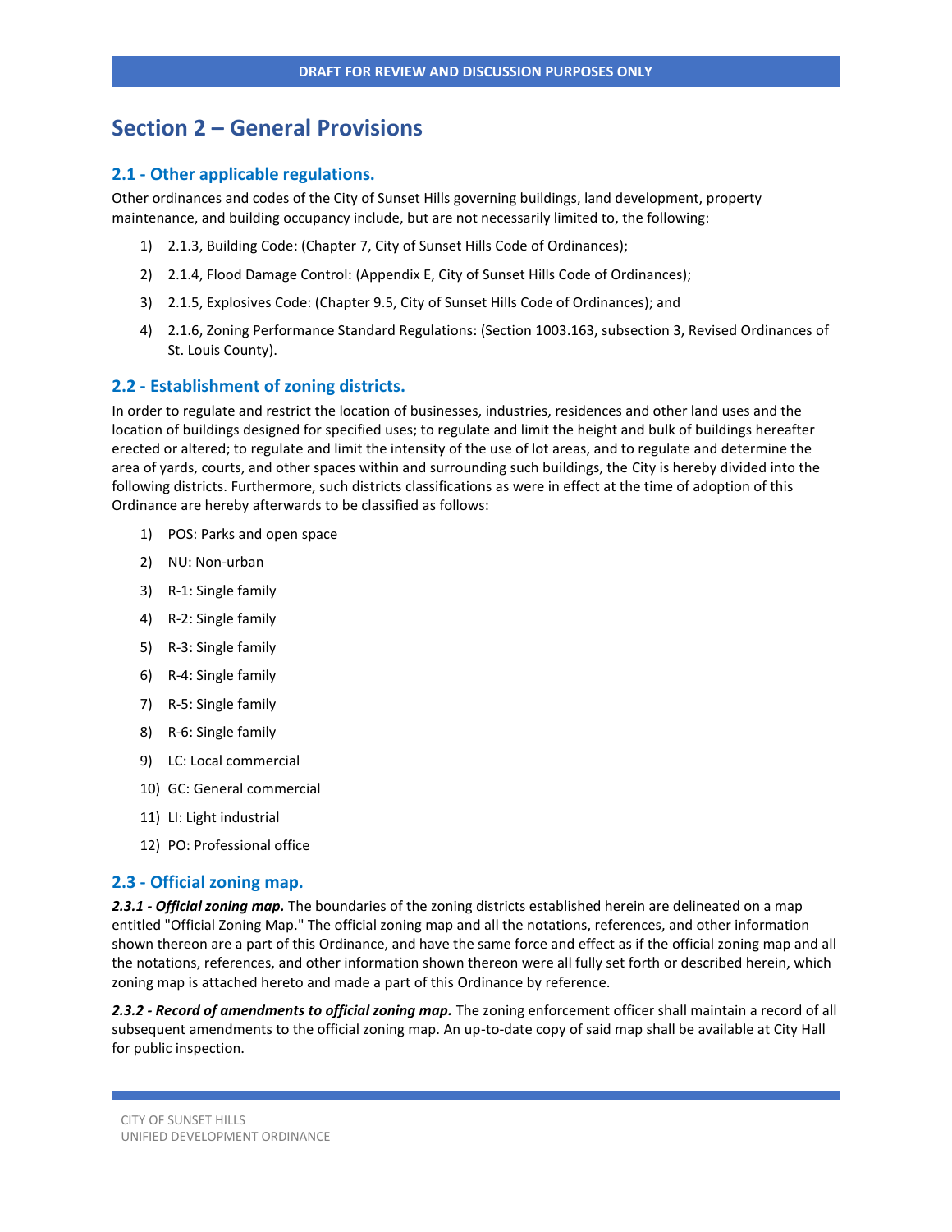# Section 2 – General Provisions

## 2.1 - Other applicable regulations.

Other ordinances and codes of the City of Sunset Hills governing buildings, land development, property maintenance, and building occupancy include, but are not necessarily limited to, the following:

1) 2.1.3, Building Code: (Chapter 7, City of Sunset Hills Code of Ordinances);
2) 2.1.4, Flood Damage Control: (Appendix E, City of Sunset Hills Code of Ordinances);
3) 2.1.5, Explosives Code: (Chapter 9.5, City of Sunset Hills Code of Ordinances); and
4) 2.1.6, Zoning Performance Standard Regulations: (Section 1003.163, subsection 3, Revised Ordinances of St. Louis County).

## 2.2 - Establishment of zoning districts.

In order to regulate and restrict the location of businesses, industries, residences and other land uses and the location of buildings designed for specified uses; to regulate and limit the height and bulk of buildings hereafter erected or altered; to regulate and limit the intensity of the use of lot areas, and to regulate and determine the area of yards, courts, and other spaces within and surrounding such buildings, the City is hereby divided into the following districts. Furthermore, such districts classifications as were in effect at the time of adoption of this Ordinance are hereby afterwards to be classified as follows:

1) POS: Parks and open space
2) NU: Non-urban
3) R-1: Single family
4) R-2: Single family
5) R-3: Single family
6) R-4: Single family
7) R-5: Single family
8) R-6: Single family
9) LC: Local commercial
10) GC: General commercial
11) LI: Light industrial
12) PO: Professional office

## 2.3 - Official zoning map.

***2.3.1 - Official zoning map.*** The boundaries of the zoning districts established herein are delineated on a map entitled "Official Zoning Map." The official zoning map and all the notations, references, and other information shown thereon are a part of this Ordinance, and have the same force and effect as if the official zoning map and all the notations, references, and other information shown thereon were all fully set forth or described herein, which zoning map is attached hereto and made a part of this Ordinance by reference.

***2.3.2 - Record of amendments to official zoning map.*** The zoning enforcement officer shall maintain a record of all subsequent amendments to the official zoning map. An up-to-date copy of said map shall be available at City Hall for public inspection.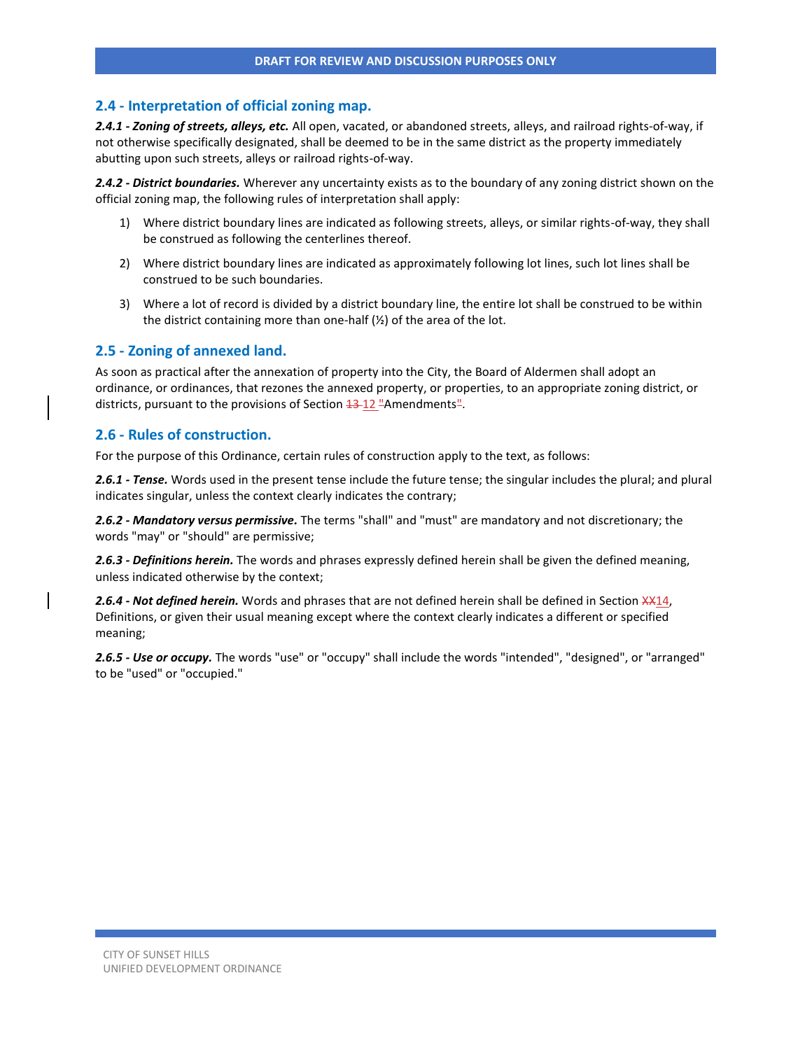## 2.4 - Interpretation of official zoning map.

***2.4.1 - Zoning of streets, alleys, etc.*** All open, vacated, or abandoned streets, alleys, and railroad rights-of-way, if not otherwise specifically designated, shall be deemed to be in the same district as the property immediately abutting upon such streets, alleys or railroad rights-of-way.

***2.4.2 - District boundaries.*** Wherever any uncertainty exists as to the boundary of any zoning district shown on the official zoning map, the following rules of interpretation shall apply:

1) Where district boundary lines are indicated as following streets, alleys, or similar rights-of-way, they shall be construed as following the centerlines thereof.
2) Where district boundary lines are indicated as approximately following lot lines, such lot lines shall be construed to be such boundaries.
3) Where a lot of record is divided by a district boundary line, the entire lot shall be construed to be within the district containing more than one-half (½) of the area of the lot.

## 2.5 - Zoning of annexed land.

As soon as practical after the annexation of property into the City, the Board of Aldermen shall adopt an ordinance, or ordinances, that rezones the annexed property, or properties, to an appropriate zoning district, or districts, pursuant to the provisions of Section ~~13~~ 12 "Amendments".

## 2.6 - Rules of construction.

For the purpose of this Ordinance, certain rules of construction apply to the text, as follows:

***2.6.1 - Tense.*** Words used in the present tense include the future tense; the singular includes the plural; and plural indicates singular, unless the context clearly indicates the contrary;

***2.6.2 - Mandatory versus permissive.*** The terms "shall" and "must" are mandatory and not discretionary; the words "may" or "should" are permissive;

***2.6.3 - Definitions herein.*** The words and phrases expressly defined herein shall be given the defined meaning, unless indicated otherwise by the context;

***2.6.4 - Not defined herein.*** Words and phrases that are not defined herein shall be defined in Section ~~XX~~14, Definitions, or given their usual meaning except where the context clearly indicates a different or specified meaning;

***2.6.5 - Use or occupy.*** The words "use" or "occupy" shall include the words "intended", "designed", or "arranged" to be "used" or "occupied."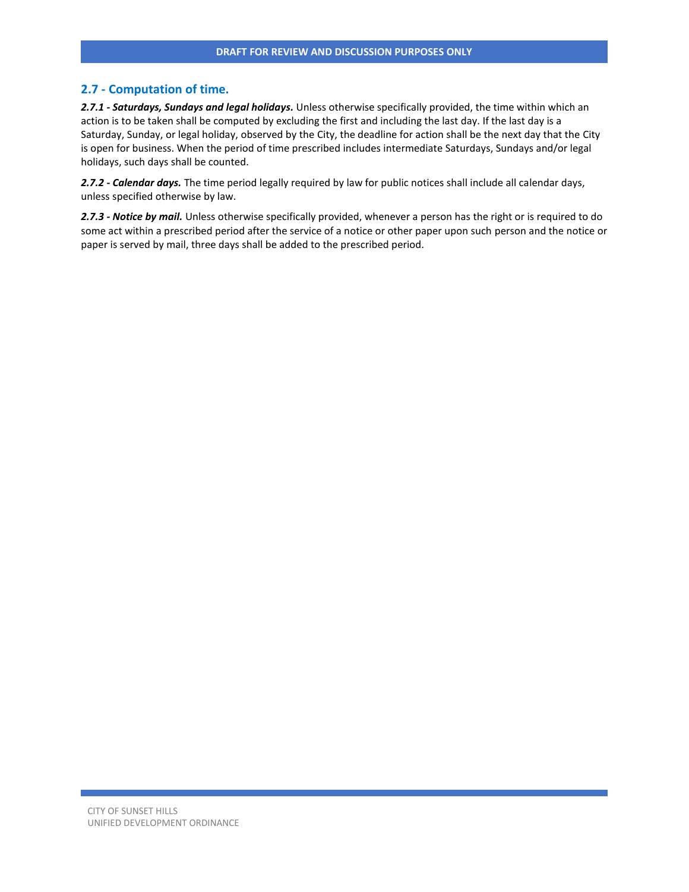## 2.7 - Computation of time.

***2.7.1 - Saturdays, Sundays and legal holidays.*** Unless otherwise specifically provided, the time within which an action is to be taken shall be computed by excluding the first and including the last day. If the last day is a Saturday, Sunday, or legal holiday, observed by the City, the deadline for action shall be the next day that the City is open for business. When the period of time prescribed includes intermediate Saturdays, Sundays and/or legal holidays, such days shall be counted.

***2.7.2 - Calendar days.*** The time period legally required by law for public notices shall include all calendar days, unless specified otherwise by law.

***2.7.3 - Notice by mail.*** Unless otherwise specifically provided, whenever a person has the right or is required to do some act within a prescribed period after the service of a notice or other paper upon such person and the notice or paper is served by mail, three days shall be added to the prescribed period.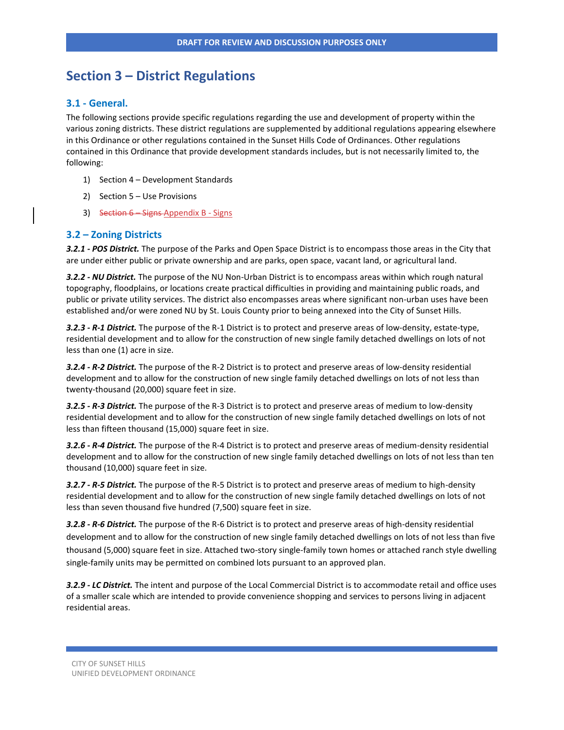# Section 3 – District Regulations

## 3.1 - General.

The following sections provide specific regulations regarding the use and development of property within the various zoning districts. These district regulations are supplemented by additional regulations appearing elsewhere in this Ordinance or other regulations contained in the Sunset Hills Code of Ordinances. Other regulations contained in this Ordinance that provide development standards includes, but is not necessarily limited to, the following:

1) Section 4 – Development Standards
2) Section 5 – Use Provisions
3) ~~Section 6 – Signs~~ Appendix B - Signs

## 3.2 – Zoning Districts

***3.2.1 - POS District.*** The purpose of the Parks and Open Space District is to encompass those areas in the City that are under either public or private ownership and are parks, open space, vacant land, or agricultural land.

***3.2.2 - NU District.*** The purpose of the NU Non-Urban District is to encompass areas within which rough natural topography, floodplains, or locations create practical difficulties in providing and maintaining public roads, and public or private utility services. The district also encompasses areas where significant non-urban uses have been established and/or were zoned NU by St. Louis County prior to being annexed into the City of Sunset Hills.

***3.2.3 - R-1 District.*** The purpose of the R-1 District is to protect and preserve areas of low-density, estate-type, residential development and to allow for the construction of new single family detached dwellings on lots of not less than one (1) acre in size.

***3.2.4 - R-2 District.*** The purpose of the R-2 District is to protect and preserve areas of low-density residential development and to allow for the construction of new single family detached dwellings on lots of not less than twenty-thousand (20,000) square feet in size.

***3.2.5 - R-3 District.*** The purpose of the R-3 District is to protect and preserve areas of medium to low-density residential development and to allow for the construction of new single family detached dwellings on lots of not less than fifteen thousand (15,000) square feet in size.

***3.2.6 - R-4 District.*** The purpose of the R-4 District is to protect and preserve areas of medium-density residential development and to allow for the construction of new single family detached dwellings on lots of not less than ten thousand (10,000) square feet in size.

***3.2.7 - R-5 District.*** The purpose of the R-5 District is to protect and preserve areas of medium to high-density residential development and to allow for the construction of new single family detached dwellings on lots of not less than seven thousand five hundred (7,500) square feet in size.

***3.2.8 - R-6 District.*** The purpose of the R-6 District is to protect and preserve areas of high-density residential development and to allow for the construction of new single family detached dwellings on lots of not less than five thousand (5,000) square feet in size. Attached two-story single-family town homes or attached ranch style dwelling single-family units may be permitted on combined lots pursuant to an approved plan.

***3.2.9 - LC District.*** The intent and purpose of the Local Commercial District is to accommodate retail and office uses of a smaller scale which are intended to provide convenience shopping and services to persons living in adjacent residential areas.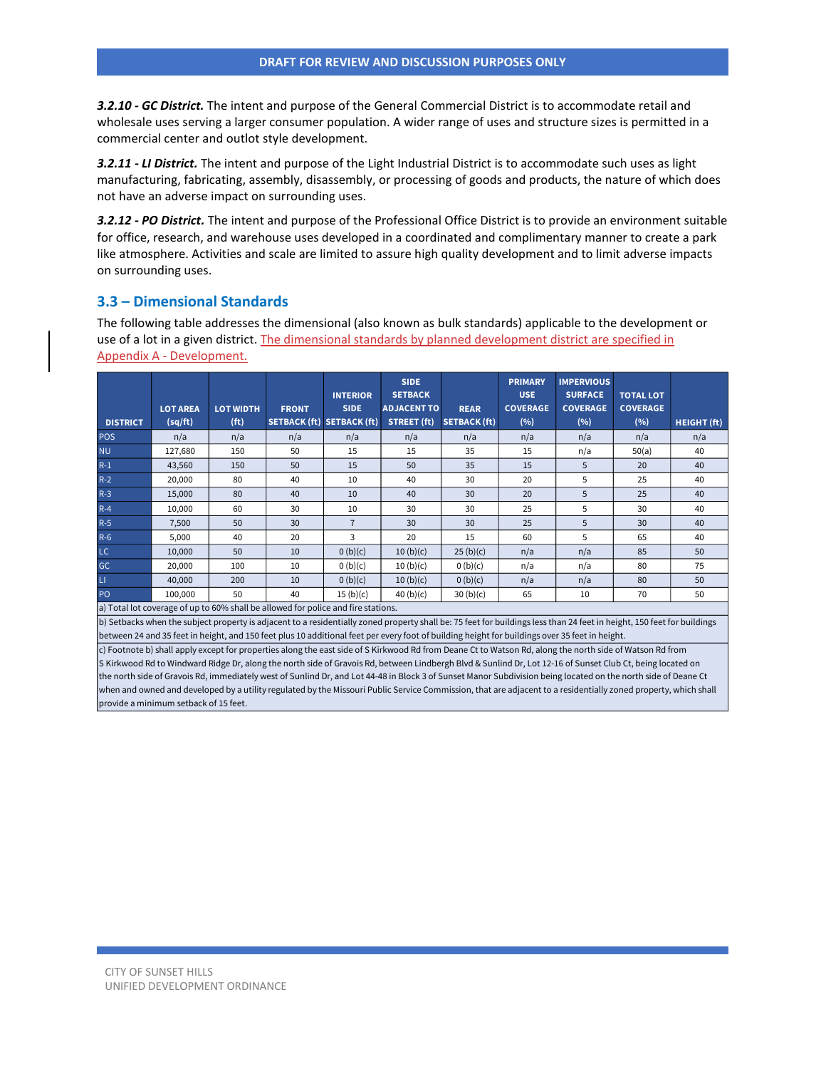***3.2.10 - GC District.*** The intent and purpose of the General Commercial District is to accommodate retail and wholesale uses serving a larger consumer population. A wider range of uses and structure sizes is permitted in a commercial center and outlot style development.

***3.2.11 - LI District.*** The intent and purpose of the Light Industrial District is to accommodate such uses as light manufacturing, fabricating, assembly, disassembly, or processing of goods and products, the nature of which does not have an adverse impact on surrounding uses.

***3.2.12 - PO District.*** The intent and purpose of the Professional Office District is to provide an environment suitable for office, research, and warehouse uses developed in a coordinated and complimentary manner to create a park like atmosphere. Activities and scale are limited to assure high quality development and to limit adverse impacts on surrounding uses.

## 3.3 – Dimensional Standards

The following table addresses the dimensional (also known as bulk standards) applicable to the development or use of a lot in a given district. The dimensional standards by planned development district are specified in Appendix A - Development.

| DISTRICT | LOT AREA (sq/ft) | LOT WIDTH (ft) | FRONT SETBACK (ft) | INTERIOR SIDE SETBACK (ft) | SIDE SETBACK ADJACENT TO STREET (ft) | REAR SETBACK (ft) | PRIMARY USE COVERAGE (%) | IMPERVIOUS SURFACE COVERAGE (%) | TOTAL LOT COVERAGE (%) | HEIGHT (ft) |
|---|---|---|---|---|---|---|---|---|---|---|
| POS | n/a | n/a | n/a | n/a | n/a | n/a | n/a | n/a | n/a | n/a |
| NU | 127,680 | 150 | 50 | 15 | 15 | 35 | 15 | n/a | 50(a) | 40 |
| R-1 | 43,560 | 150 | 50 | 15 | 50 | 35 | 15 | 5 | 20 | 40 |
| R-2 | 20,000 | 80 | 40 | 10 | 40 | 30 | 20 | 5 | 25 | 40 |
| R-3 | 15,000 | 80 | 40 | 10 | 40 | 30 | 20 | 5 | 25 | 40 |
| R-4 | 10,000 | 60 | 30 | 10 | 30 | 30 | 25 | 5 | 30 | 40 |
| R-5 | 7,500 | 50 | 30 | 7 | 30 | 30 | 25 | 5 | 30 | 40 |
| R-6 | 5,000 | 40 | 20 | 3 | 20 | 15 | 60 | 5 | 65 | 40 |
| LC | 10,000 | 50 | 10 | 0 (b)(c) | 10 (b)(c) | 25 (b)(c) | n/a | n/a | 85 | 50 |
| GC | 20,000 | 100 | 10 | 0 (b)(c) | 10 (b)(c) | 0 (b)(c) | n/a | n/a | 80 | 75 |
| LI | 40,000 | 200 | 10 | 0 (b)(c) | 10 (b)(c) | 0 (b)(c) | n/a | n/a | 80 | 50 |
| PO | 100,000 | 50 | 40 | 15 (b)(c) | 40 (b)(c) | 30 (b)(c) | 65 | 10 | 70 | 50 |

a) Total lot coverage of up to 60% shall be allowed for police and fire stations.

b) Setbacks when the subject property is adjacent to a residentially zoned property shall be: 75 feet for buildings less than 24 feet in height, 150 feet for buildings between 24 and 35 feet in height, and 150 feet plus 10 additional feet per every foot of building height for buildings over 35 feet in height.

c) Footnote b) shall apply except for properties along the east side of S Kirkwood Rd from Deane Ct to Watson Rd, along the north side of Watson Rd from S Kirkwood Rd to Windward Ridge Dr, along the north side of Gravois Rd, between Lindbergh Blvd & Sunlind Dr, Lot 12-16 of Sunset Club Ct, being located on the north side of Gravois Rd, immediately west of Sunlind Dr, and Lot 44-48 in Block 3 of Sunset Manor Subdivision being located on the north side of Deane Ct when and owned and developed by a utility regulated by the Missouri Public Service Commission, that are adjacent to a residentially zoned property, which shall provide a minimum setback of 15 feet.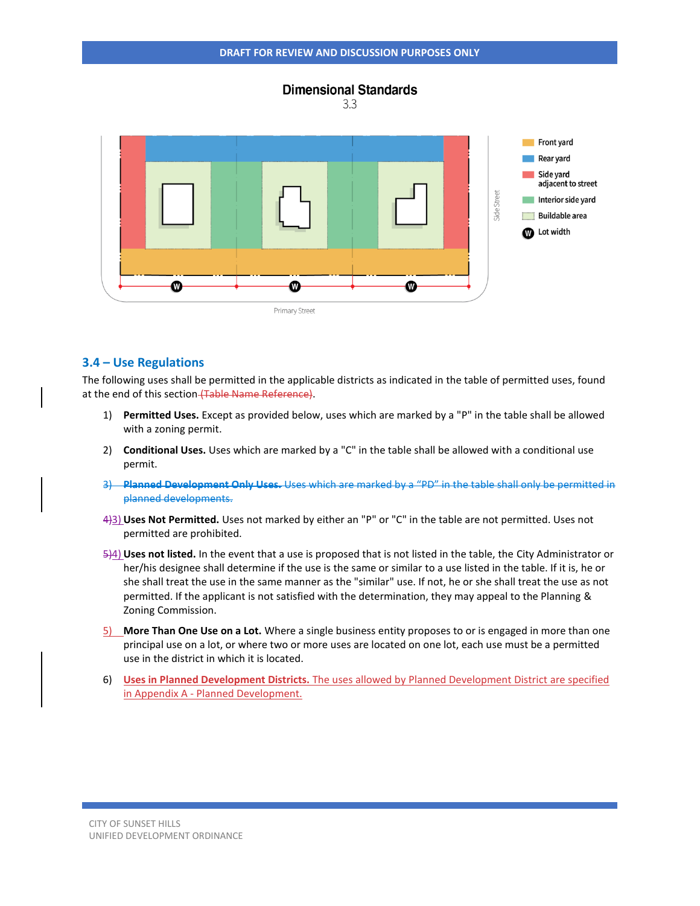## Dimensional Standards

3.3

Front yard
Rear yard
Side yard adjacent to street
Interior side yard
Buildable area
W Lot width

Side Street

Primary Street

## 3.4 – Use Regulations

The following uses shall be permitted in the applicable districts as indicated in the table of permitted uses, found at the end of this section ~~(Table Name Reference)~~.

1) **Permitted Uses.** Except as provided below, uses which are marked by a "P" in the table shall be allowed with a zoning permit.
2) **Conditional Uses.** Uses which are marked by a "C" in the table shall be allowed with a conditional use permit.
3) ~~**Planned Development Only Uses.** Uses which are marked by a "PD" in the table shall only be permitted in planned developments.~~

~~4)~~3) **Uses Not Permitted.** Uses not marked by either an "P" or "C" in the table are not permitted. Uses not permitted are prohibited.

~~5)~~4) **Uses not listed.** In the event that a use is proposed that is not listed in the table, the City Administrator or her/his designee shall determine if the use is the same or similar to a use listed in the table. If it is, he or she shall treat the use in the same manner as the "similar" use. If not, he or she shall treat the use as not permitted. If the applicant is not satisfied with the determination, they may appeal to the Planning & Zoning Commission.

5) **More Than One Use on a Lot.** Where a single business entity proposes to or is engaged in more than one principal use on a lot, or where two or more uses are located on one lot, each use must be a permitted use in the district in which it is located.

6) **Uses in Planned Development Districts.** The uses allowed by Planned Development District are specified in Appendix A - Planned Development.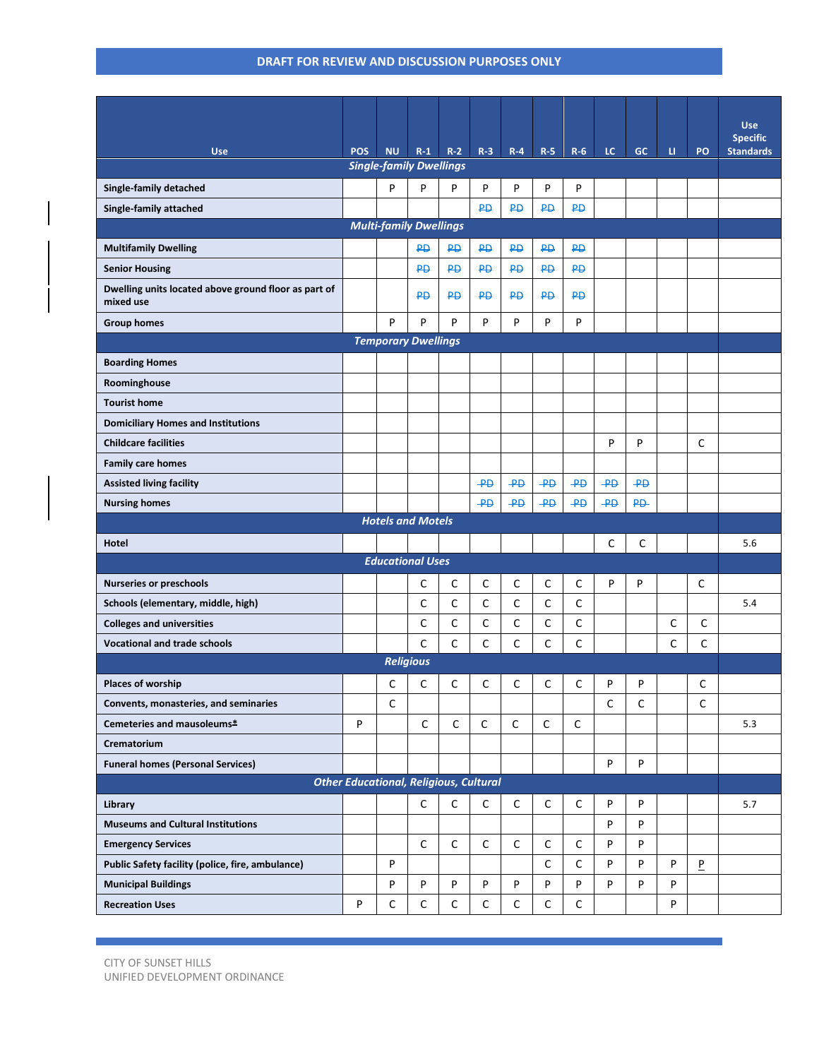DRAFT FOR REVIEW AND DISCUSSION PURPOSES ONLY

| Use | POS | NU | R-1 | R-2 | R-3 | R-4 | R-5 | R-6 | LC | GC | LI | PO | Use Specific Standards |
|---|---|---|---|---|---|---|---|---|---|---|---|---|---|
| ***Single-family Dwellings*** | | | | | | | | | | | | | |
| **Single-family detached** | | P | P | P | P | P | P | P | | | | | |
| **Single-family attached** | | | | | ~~P~~D | ~~P~~D | ~~P~~D | ~~P~~D | | | | | |
| ***Multi-family Dwellings*** | | | | | | | | | | | | | |
| **Multifamily Dwelling** | | | ~~P~~D | ~~P~~D | ~~P~~D | ~~P~~D | ~~P~~D | ~~P~~D | | | | | |
| **Senior Housing** | | | ~~P~~D | ~~P~~D | ~~P~~D | ~~P~~D | ~~P~~D | ~~P~~D | | | | | |
| **Dwelling units located above ground floor as part of mixed use** | | | ~~P~~D | ~~P~~D | ~~P~~D | ~~P~~D | ~~P~~D | ~~P~~D | | | | | |
| **Group homes** | | P | P | P | P | P | P | P | | | | | |
| ***Temporary Dwellings*** | | | | | | | | | | | | | |
| **Boarding Homes** | | | | | | | | | | | | | |
| **Roominghouse** | | | | | | | | | | | | | |
| **Tourist home** | | | | | | | | | | | | | |
| **Domiciliary Homes and Institutions** | | | | | | | | | | | | | |
| **Childcare facilities** | | | | | | | | | P | P | | C | |
| **Family care homes** | | | | | | | | | | | | | |
| **Assisted living facility** | | | | | ~~P~~D | ~~P~~D | ~~P~~D | ~~P~~D | ~~P~~D | ~~P~~D | | | |
| **Nursing homes** | | | | | ~~P~~D | ~~P~~D | ~~P~~D | ~~P~~D | ~~P~~D | ~~P~~D | | | |
| ***Hotels and Motels*** | | | | | | | | | | | | | |
| **Hotel** | | | | | | | | | C | C | | | 5.6 |
| ***Educational Uses*** | | | | | | | | | | | | | |
| **Nurseries or preschools** | | | C | C | C | C | C | C | P | P | | C | |
| **Schools (elementary, middle, high)** | | | C | C | C | C | C | C | | | | | 5.4 |
| **Colleges and universities** | | | C | C | C | C | C | C | | | C | C | |
| **Vocational and trade schools** | | | C | C | C | C | C | C | | | C | C | |
| ***Religious*** | | | | | | | | | | | | | |
| **Places of worship** | | C | C | C | C | C | C | C | P | P | | C | |
| **Convents, monasteries, and seminaries** | | C | | | | | | | C | C | | C | |
| **Cemeteries and mausoleums~~1~~** | P | | C | C | C | C | C | C | | | | | 5.3 |
| **Crematorium** | | | | | | | | | | | | | |
| **Funeral homes (Personal Services)** | | | | | | | | | P | P | | | |
| ***Other Educational, Religious, Cultural*** | | | | | | | | | | | | | |
| **Library** | | | C | C | C | C | C | C | P | P | | | 5.7 |
| **Museums and Cultural Institutions** | | | | | | | | | P | P | | | |
| **Emergency Services** | | | C | C | C | C | C | C | P | P | | | |
| **Public Safety facility (police, fire, ambulance)** | | P | | | | | C | C | P | P | P | P | |
| **Municipal Buildings** | | P | P | P | P | P | P | P | P | P | P | | |
| **Recreation Uses** | P | C | C | C | C | C | C | C | | | P | | |

CITY OF SUNSET HILLS
UNIFIED DEVELOPMENT ORDINANCE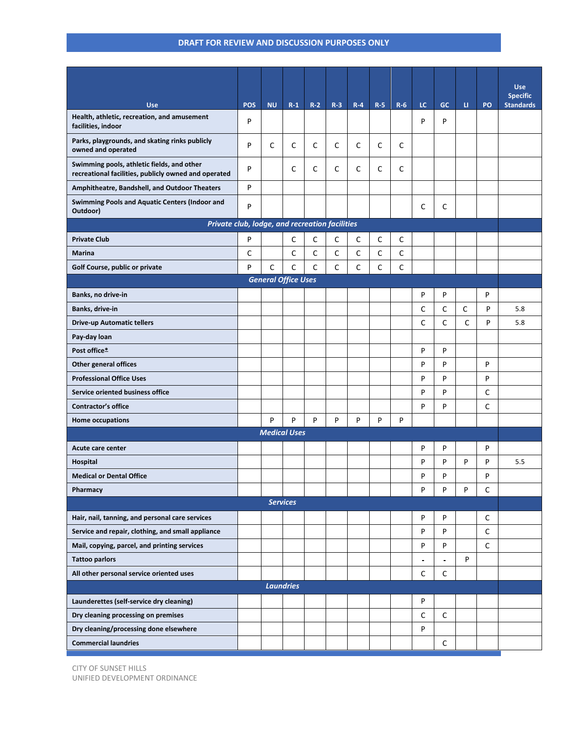DRAFT FOR REVIEW AND DISCUSSION PURPOSES ONLY

| Use | POS | NU | R-1 | R-2 | R-3 | R-4 | R-5 | R-6 | LC | GC | LI | PO | Use Specific Standards |
|---|---|---|---|---|---|---|---|---|---|---|---|---|---|
| Health, athletic, recreation, and amusement facilities, indoor | P | | | | | | | | P | P | | | |
| Parks, playgrounds, and skating rinks publicly owned and operated | P | C | C | C | C | C | C | C | | | | | |
| Swimming pools, athletic fields, and other recreational facilities, publicly owned and operated | P | | C | C | C | C | C | C | | | | | |
| Amphitheatre, Bandshell, and Outdoor Theaters | P | | | | | | | | | | | | |
| Swimming Pools and Aquatic Centers (Indoor and Outdoor) | P | | | | | | | | C | C | | | |
| ***Private club, lodge, and recreation facilities*** | | | | | | | | | | | | | |
| Private Club | P | | C | C | C | C | C | C | | | | | |
| Marina | C | | C | C | C | C | C | C | | | | | |
| Golf Course, public or private | P | C | C | C | C | C | C | C | | | | | |
| ***General Office Uses*** | | | | | | | | | | | | | |
| Banks, no drive-in | | | | | | | | | P | P | | P | |
| Banks, drive-in | | | | | | | | | C | C | C | P | 5.8 |
| Drive-up Automatic tellers | | | | | | | | | C | C | C | P | 5.8 |
| Pay-day loan | | | | | | | | | | | | | |
| Post office* | | | | | | | | | P | P | | | |
| Other general offices | | | | | | | | | P | P | | P | |
| Professional Office Uses | | | | | | | | | P | P | | P | |
| Service oriented business office | | | | | | | | | P | P | | C | |
| Contractor's office | | | | | | | | | P | P | | C | |
| Home occupations | | P | P | P | P | P | P | P | | | | | |
| ***Medical Uses*** | | | | | | | | | | | | | |
| Acute care center | | | | | | | | | P | P | | P | |
| Hospital | | | | | | | | | P | P | P | P | 5.5 |
| Medical or Dental Office | | | | | | | | | P | P | | P | |
| Pharmacy | | | | | | | | | P | P | P | C | |
| ***Services*** | | | | | | | | | | | | | |
| Hair, nail, tanning, and personal care services | | | | | | | | | P | P | | C | |
| Service and repair, clothing, and small appliance | | | | | | | | | P | P | | C | |
| Mail, copying, parcel, and printing services | | | | | | | | | P | P | | C | |
| Tattoo parlors | | | | | | | | | - | - | P | | |
| All other personal service oriented uses | | | | | | | | | C | C | | | |
| ***Laundries*** | | | | | | | | | | | | | |
| Launderettes (self-service dry cleaning) | | | | | | | | | P | | | | |
| Dry cleaning processing on premises | | | | | | | | | C | C | | | |
| Dry cleaning/processing done elsewhere | | | | | | | | | P | | | | |
| Commercial laundries | | | | | | | | | | C | | | |

CITY OF SUNSET HILLS
UNIFIED DEVELOPMENT ORDINANCE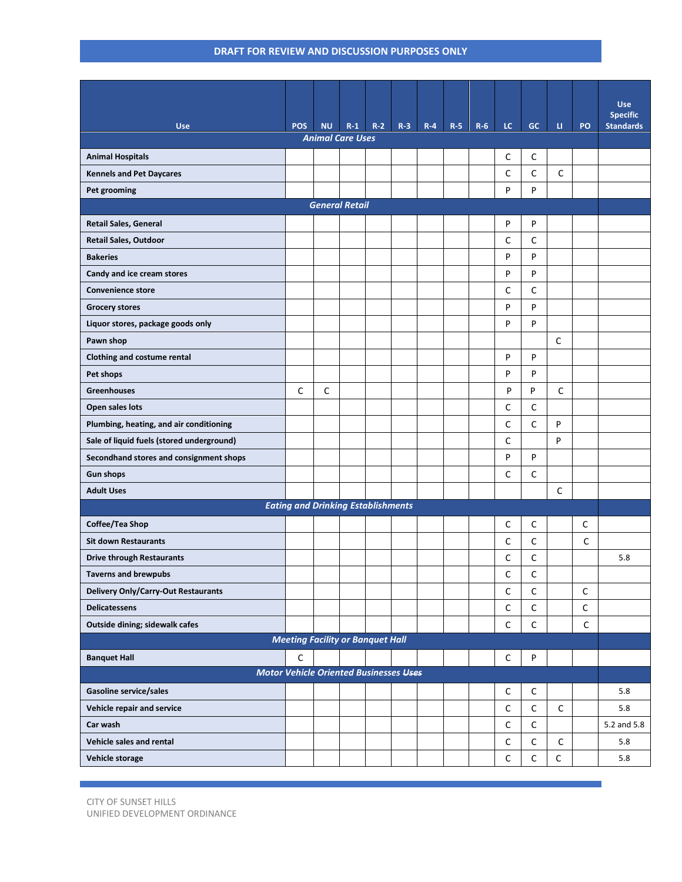DRAFT FOR REVIEW AND DISCUSSION PURPOSES ONLY

| Use | POS | NU | R-1 | R-2 | R-3 | R-4 | R-5 | R-6 | LC | GC | LI | PO | Use Specific Standards |
|---|---|---|---|---|---|---|---|---|---|---|---|---|---|
| ***Animal Care Uses*** | | | | | | | | | | | | | |
| **Animal Hospitals** | | | | | | | | | C | C | | | |
| **Kennels and Pet Daycares** | | | | | | | | | C | C | C | | |
| **Pet grooming** | | | | | | | | | P | P | | | |
| ***General Retail*** | | | | | | | | | | | | | |
| **Retail Sales, General** | | | | | | | | | P | P | | | |
| **Retail Sales, Outdoor** | | | | | | | | | C | C | | | |
| **Bakeries** | | | | | | | | | P | P | | | |
| **Candy and ice cream stores** | | | | | | | | | P | P | | | |
| **Convenience store** | | | | | | | | | C | C | | | |
| **Grocery stores** | | | | | | | | | P | P | | | |
| **Liquor stores, package goods only** | | | | | | | | | P | P | | | |
| **Pawn shop** | | | | | | | | | | | C | | |
| **Clothing and costume rental** | | | | | | | | | P | P | | | |
| **Pet shops** | | | | | | | | | P | P | | | |
| **Greenhouses** | C | C | | | | | | | P | P | C | | |
| **Open sales lots** | | | | | | | | | C | C | | | |
| **Plumbing, heating, and air conditioning** | | | | | | | | | C | C | P | | |
| **Sale of liquid fuels (stored underground)** | | | | | | | | | C | | P | | |
| **Secondhand stores and consignment shops** | | | | | | | | | P | P | | | |
| **Gun shops** | | | | | | | | | C | C | | | |
| **Adult Uses** | | | | | | | | | | | C | | |
| ***Eating and Drinking Establishments*** | | | | | | | | | | | | | |
| **Coffee/Tea Shop** | | | | | | | | | C | C | | C | |
| **Sit down Restaurants** | | | | | | | | | C | C | | C | |
| **Drive through Restaurants** | | | | | | | | | C | C | | | 5.8 |
| **Taverns and brewpubs** | | | | | | | | | C | C | | | |
| **Delivery Only/Carry-Out Restaurants** | | | | | | | | | C | C | | C | |
| **Delicatessens** | | | | | | | | | C | C | | C | |
| **Outside dining; sidewalk cafes** | | | | | | | | | C | C | | C | |
| ***Meeting Facility or Banquet Hall*** | | | | | | | | | | | | | |
| **Banquet Hall** | C | | | | | | | | C | P | | | |
| ***Motor Vehicle Oriented Businesses ~~Uses~~*** | | | | | | | | | | | | | |
| **Gasoline service/sales** | | | | | | | | | C | C | | | 5.8 |
| **Vehicle repair and service** | | | | | | | | | C | C | C | | 5.8 |
| **Car wash** | | | | | | | | | C | C | | | 5.2 and 5.8 |
| **Vehicle sales and rental** | | | | | | | | | C | C | C | | 5.8 |
| **Vehicle storage** | | | | | | | | | C | C | C | | 5.8 |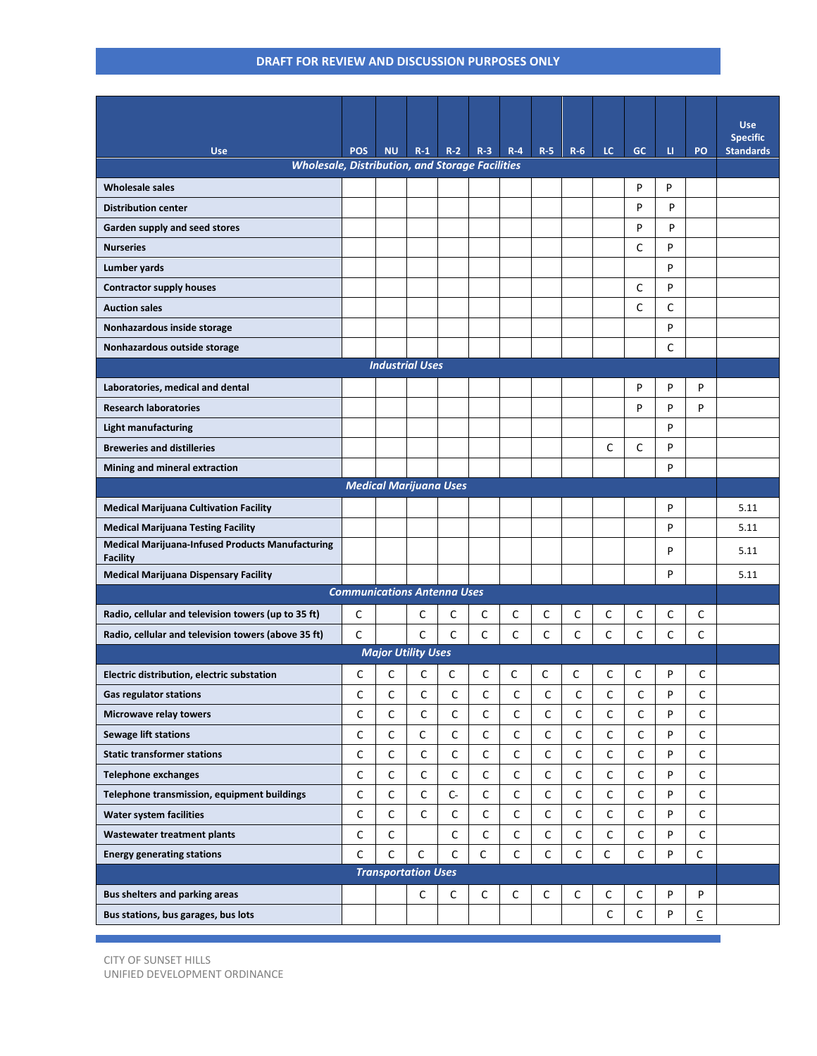| Use | POS | NU | R-1 | R-2 | R-3 | R-4 | R-5 | R-6 | LC | GC | LI | PO | Use Specific Standards |
|---|---|---|---|---|---|---|---|---|---|---|---|---|---|
| ***Wholesale, Distribution, and Storage Facilities*** | | | | | | | | | | | | | |
| **Wholesale sales** | | | | | | | | | | P | P | | |
| **Distribution center** | | | | | | | | | | P | P | | |
| **Garden supply and seed stores** | | | | | | | | | | P | P | | |
| **Nurseries** | | | | | | | | | | C | P | | |
| **Lumber yards** | | | | | | | | | | | P | | |
| **Contractor supply houses** | | | | | | | | | | C | P | | |
| **Auction sales** | | | | | | | | | | C | C | | |
| **Nonhazardous inside storage** | | | | | | | | | | | P | | |
| **Nonhazardous outside storage** | | | | | | | | | | | C | | |
| ***Industrial Uses*** | | | | | | | | | | | | | |
| **Laboratories, medical and dental** | | | | | | | | | | P | P | P | |
| **Research laboratories** | | | | | | | | | | P | P | P | |
| **Light manufacturing** | | | | | | | | | | | P | | |
| **Breweries and distilleries** | | | | | | | | | C | C | P | | |
| **Mining and mineral extraction** | | | | | | | | | | | P | | |
| ***Medical Marijuana Uses*** | | | | | | | | | | | | | |
| **Medical Marijuana Cultivation Facility** | | | | | | | | | | | P | | 5.11 |
| **Medical Marijuana Testing Facility** | | | | | | | | | | | P | | 5.11 |
| **Medical Marijuana-Infused Products Manufacturing Facility** | | | | | | | | | | | P | | 5.11 |
| **Medical Marijuana Dispensary Facility** | | | | | | | | | | | P | | 5.11 |
| ***Communications Antenna Uses*** | | | | | | | | | | | | | |
| **Radio, cellular and television towers (up to 35 ft)** | C | | C | C | C | C | C | C | C | C | C | C | |
| **Radio, cellular and television towers (above 35 ft)** | C | | C | C | C | C | C | C | C | C | C | C | |
| ***Major Utility Uses*** | | | | | | | | | | | | | |
| **Electric distribution, electric substation** | C | C | C | C | C | C | C | C | C | C | P | C | |
| **Gas regulator stations** | C | C | C | C | C | C | C | C | C | C | P | C | |
| **Microwave relay towers** | C | C | C | C | C | C | C | C | C | C | P | C | |
| **Sewage lift stations** | C | C | C | C | C | C | C | C | C | C | P | C | |
| **Static transformer stations** | C | C | C | C | C | C | C | C | C | C | P | C | |
| **Telephone exchanges** | C | C | C | C | C | C | C | C | C | C | P | C | |
| **Telephone transmission, equipment buildings** | C | C | C | C- | C | C | C | C | C | C | P | C | |
| **Water system facilities** | C | C | C | C | C | C | C | C | C | C | P | C | |
| **Wastewater treatment plants** | C | C | | C | C | C | C | C | C | C | P | C | |
| **Energy generating stations** | C | C | C | C | C | C | C | C | C | C | P | C | |
| ***Transportation Uses*** | | | | | | | | | | | | | |
| **Bus shelters and parking areas** | | | C | C | C | C | C | C | C | C | P | P | |
| **Bus stations, bus garages, bus lots** | | | | | | | | | C | C | P | C | |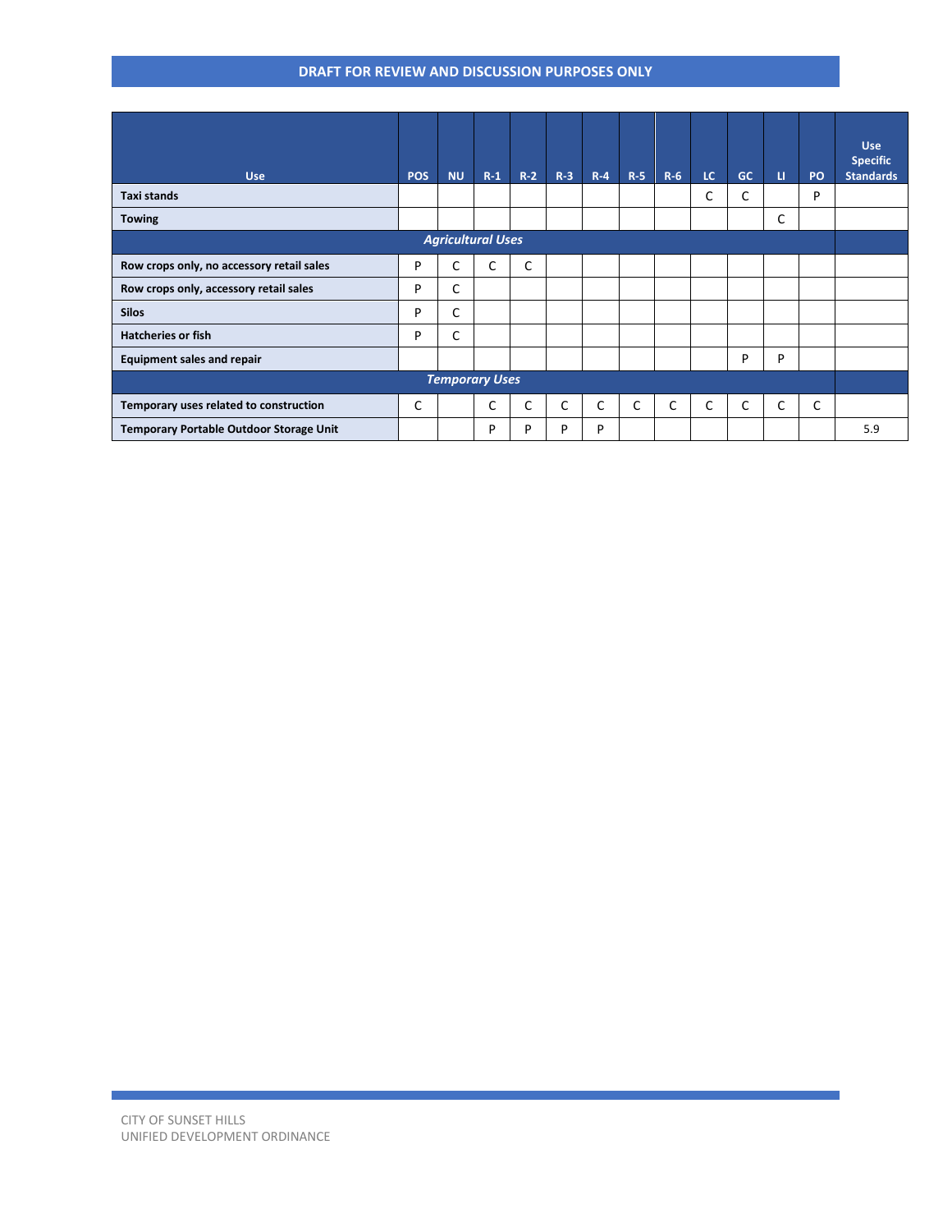| Use | POS | NU | R-1 | R-2 | R-3 | R-4 | R-5 | R-6 | LC | GC | LI | PO | Use Specific Standards |
|---|---|---|---|---|---|---|---|---|---|---|---|---|---|
| **Taxi stands** | | | | | | | | | C | C | | P | |
| **Towing** | | | | | | | | | | | C | | |
| ***Agricultural Uses*** | | | | | | | | | | | | | |
| **Row crops only, no accessory retail sales** | P | C | C | C | | | | | | | | | |
| **Row crops only, accessory retail sales** | P | C | | | | | | | | | | | |
| **Silos** | P | C | | | | | | | | | | | |
| **Hatcheries or fish** | P | C | | | | | | | | | | | |
| **Equipment sales and repair** | | | | | | | | | | P | P | | |
| ***Temporary Uses*** | | | | | | | | | | | | | |
| **Temporary uses related to construction** | C | | C | C | C | C | C | C | C | C | C | C | |
| **Temporary Portable Outdoor Storage Unit** | | | P | P | P | P | | | | | | | 5.9 |